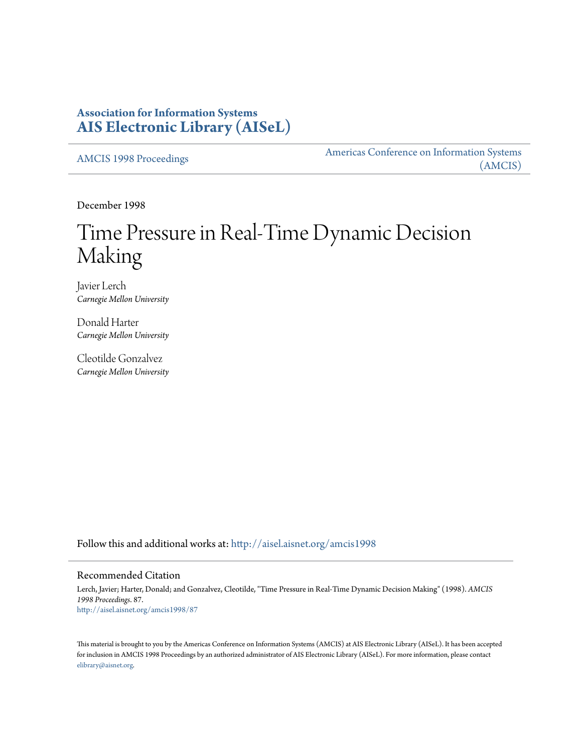**Association for Information Systems**
**AIS Electronic Library (AISeL)**

AMCIS 1998 Proceedings

Americas Conference on Information Systems (AMCIS)

December 1998

# Time Pressure in Real-Time Dynamic Decision Making

Javier Lerch
*Carnegie Mellon University*

Donald Harter
*Carnegie Mellon University*

Cleotilde Gonzalvez
*Carnegie Mellon University*

Follow this and additional works at: http://aisel.aisnet.org/amcis1998

## Recommended Citation

Lerch, Javier; Harter, Donald; and Gonzalvez, Cleotilde, "Time Pressure in Real-Time Dynamic Decision Making" (1998). *AMCIS 1998 Proceedings*. 87.
http://aisel.aisnet.org/amcis1998/87

This material is brought to you by the Americas Conference on Information Systems (AMCIS) at AIS Electronic Library (AISeL). It has been accepted for inclusion in AMCIS 1998 Proceedings by an authorized administrator of AIS Electronic Library (AISeL). For more information, please contact elibrary@aisnet.org.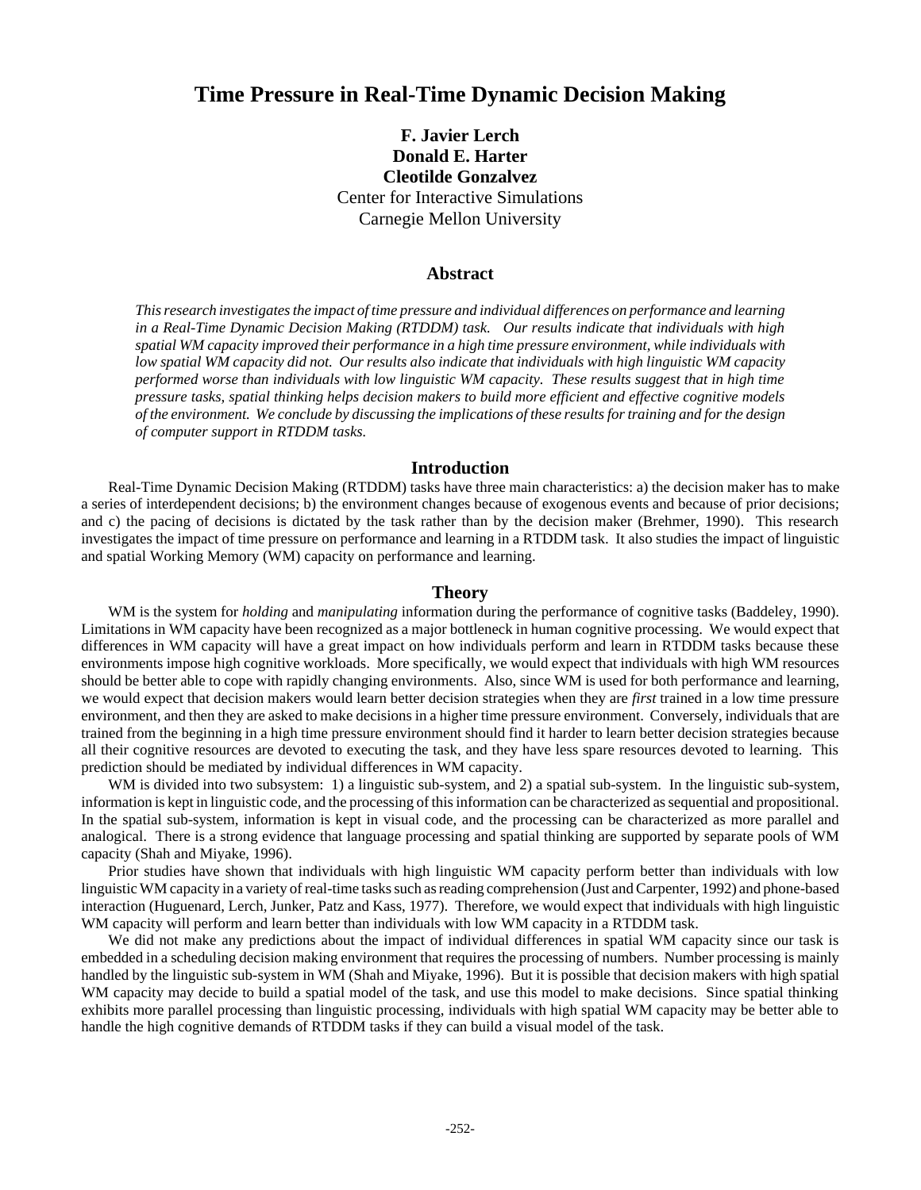# Time Pressure in Real-Time Dynamic Decision Making

**F. Javier Lerch**
**Donald E. Harter**
**Cleotilde Gonzalvez**
Center for Interactive Simulations
Carnegie Mellon University

## Abstract

*This research investigates the impact of time pressure and individual differences on performance and learning in a Real-Time Dynamic Decision Making (RTDDM) task. Our results indicate that individuals with high spatial WM capacity improved their performance in a high time pressure environment, while individuals with low spatial WM capacity did not. Our results also indicate that individuals with high linguistic WM capacity performed worse than individuals with low linguistic WM capacity. These results suggest that in high time pressure tasks, spatial thinking helps decision makers to build more efficient and effective cognitive models of the environment. We conclude by discussing the implications of these results for training and for the design of computer support in RTDDM tasks.*

## Introduction

Real-Time Dynamic Decision Making (RTDDM) tasks have three main characteristics: a) the decision maker has to make a series of interdependent decisions; b) the environment changes because of exogenous events and because of prior decisions; and c) the pacing of decisions is dictated by the task rather than by the decision maker (Brehmer, 1990). This research investigates the impact of time pressure on performance and learning in a RTDDM task. It also studies the impact of linguistic and spatial Working Memory (WM) capacity on performance and learning.

## Theory

WM is the system for *holding* and *manipulating* information during the performance of cognitive tasks (Baddeley, 1990). Limitations in WM capacity have been recognized as a major bottleneck in human cognitive processing. We would expect that differences in WM capacity will have a great impact on how individuals perform and learn in RTDDM tasks because these environments impose high cognitive workloads. More specifically, we would expect that individuals with high WM resources should be better able to cope with rapidly changing environments. Also, since WM is used for both performance and learning, we would expect that decision makers would learn better decision strategies when they are *first* trained in a low time pressure environment, and then they are asked to make decisions in a higher time pressure environment. Conversely, individuals that are trained from the beginning in a high time pressure environment should find it harder to learn better decision strategies because all their cognitive resources are devoted to executing the task, and they have less spare resources devoted to learning. This prediction should be mediated by individual differences in WM capacity.

WM is divided into two subsystem: 1) a linguistic sub-system, and 2) a spatial sub-system. In the linguistic sub-system, information is kept in linguistic code, and the processing of this information can be characterized as sequential and propositional. In the spatial sub-system, information is kept in visual code, and the processing can be characterized as more parallel and analogical. There is a strong evidence that language processing and spatial thinking are supported by separate pools of WM capacity (Shah and Miyake, 1996).

Prior studies have shown that individuals with high linguistic WM capacity perform better than individuals with low linguistic WM capacity in a variety of real-time tasks such as reading comprehension (Just and Carpenter, 1992) and phone-based interaction (Huguenard, Lerch, Junker, Patz and Kass, 1977). Therefore, we would expect that individuals with high linguistic WM capacity will perform and learn better than individuals with low WM capacity in a RTDDM task.

We did not make any predictions about the impact of individual differences in spatial WM capacity since our task is embedded in a scheduling decision making environment that requires the processing of numbers. Number processing is mainly handled by the linguistic sub-system in WM (Shah and Miyake, 1996). But it is possible that decision makers with high spatial WM capacity may decide to build a spatial model of the task, and use this model to make decisions. Since spatial thinking exhibits more parallel processing than linguistic processing, individuals with high spatial WM capacity may be better able to handle the high cognitive demands of RTDDM tasks if they can build a visual model of the task.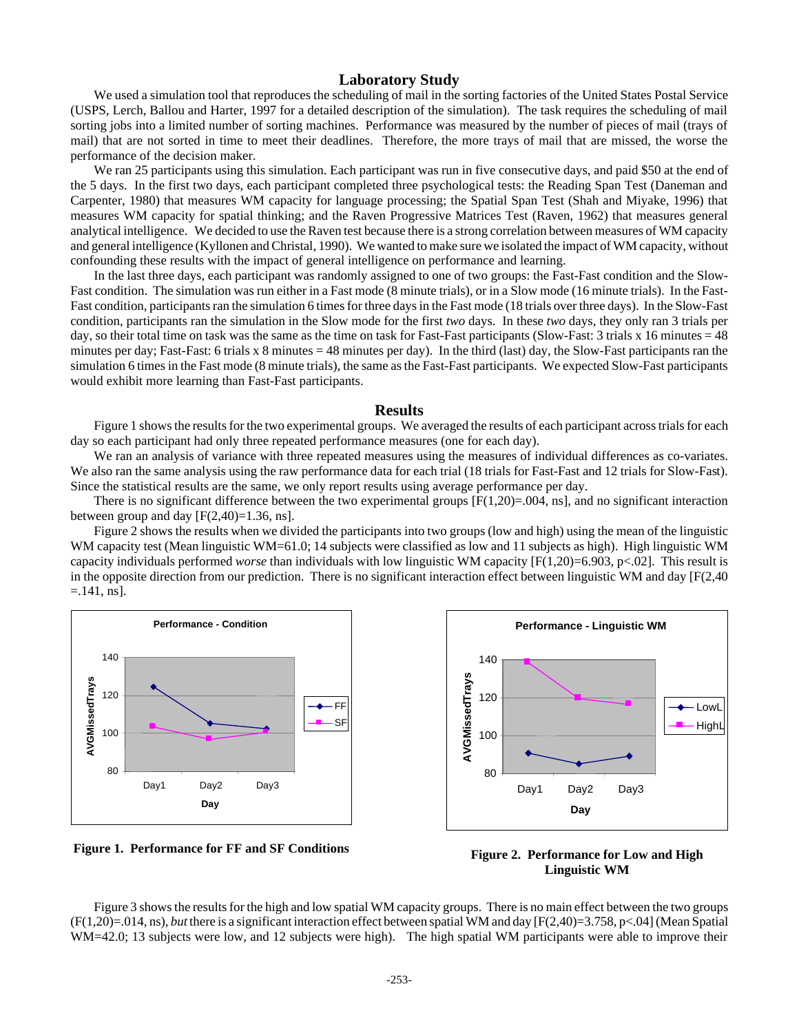## Laboratory Study

We used a simulation tool that reproduces the scheduling of mail in the sorting factories of the United States Postal Service (USPS, Lerch, Ballou and Harter, 1997 for a detailed description of the simulation). The task requires the scheduling of mail sorting jobs into a limited number of sorting machines. Performance was measured by the number of pieces of mail (trays of mail) that are not sorted in time to meet their deadlines. Therefore, the more trays of mail that are missed, the worse the performance of the decision maker.

We ran 25 participants using this simulation. Each participant was run in five consecutive days, and paid $50 at the end of the 5 days. In the first two days, each participant completed three psychological tests: the Reading Span Test (Daneman and Carpenter, 1980) that measures WM capacity for language processing; the Spatial Span Test (Shah and Miyake, 1996) that measures WM capacity for spatial thinking; and the Raven Progressive Matrices Test (Raven, 1962) that measures general analytical intelligence. We decided to use the Raven test because there is a strong correlation between measures of WM capacity and general intelligence (Kyllonen and Christal, 1990). We wanted to make sure we isolated the impact of WM capacity, without confounding these results with the impact of general intelligence on performance and learning.

In the last three days, each participant was randomly assigned to one of two groups: the Fast-Fast condition and the Slow-Fast condition. The simulation was run either in a Fast mode (8 minute trials), or in a Slow mode (16 minute trials). In the Fast-Fast condition, participants ran the simulation 6 times for three days in the Fast mode (18 trials over three days). In the Slow-Fast condition, participants ran the simulation in the Slow mode for the first *two* days. In these *two* days, they only ran 3 trials per day, so their total time on task was the same as the time on task for Fast-Fast participants (Slow-Fast: 3 trials x 16 minutes = 48 minutes per day; Fast-Fast: 6 trials x 8 minutes = 48 minutes per day). In the third (last) day, the Slow-Fast participants ran the simulation 6 times in the Fast mode (8 minute trials), the same as the Fast-Fast participants. We expected Slow-Fast participants would exhibit more learning than Fast-Fast participants.

## Results

Figure 1 shows the results for the two experimental groups. We averaged the results of each participant across trials for each day so each participant had only three repeated performance measures (one for each day).

We ran an analysis of variance with three repeated measures using the measures of individual differences as co-variates. We also ran the same analysis using the raw performance data for each trial (18 trials for Fast-Fast and 12 trials for Slow-Fast). Since the statistical results are the same, we only report results using average performance per day.

There is no significant difference between the two experimental groups [$F(1,20)=.004$, ns], and no significant interaction between group and day [$F(2,40)=1.36$, ns].

Figure 2 shows the results when we divided the participants into two groups (low and high) using the mean of the linguistic WM capacity test (Mean linguistic WM=61.0; 14 subjects were classified as low and 11 subjects as high). High linguistic WM capacity individuals performed *worse* than individuals with low linguistic WM capacity [$F(1,20)=6.903$, $p<.02$]. This result is in the opposite direction from our prediction. There is no significant interaction effect between linguistic WM and day [$F(2,40=.141$, ns].

**Figure 1. Performance for FF and SF Conditions**

**Figure 2. Performance for Low and High Linguistic WM**

Figure 3 shows the results for the high and low spatial WM capacity groups. There is no main effect between the two groups ($F(1,20)=.014$, ns), *but* there is a significant interaction effect between spatial WM and day [$F(2,40)=3.758$, $p<.04$] (Mean Spatial WM=42.0; 13 subjects were low, and 12 subjects were high). The high spatial WM participants were able to improve their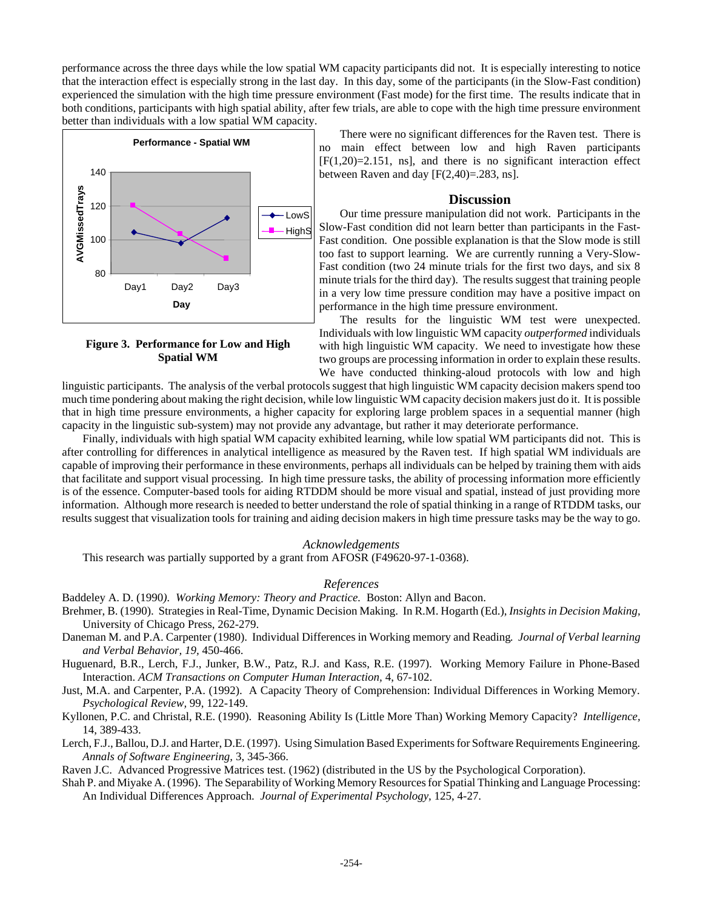performance across the three days while the low spatial WM capacity participants did not. It is especially interesting to notice that the interaction effect is especially strong in the last day. In this day, some of the participants (in the Slow-Fast condition) experienced the simulation with the high time pressure environment (Fast mode) for the first time. The results indicate that in both conditions, participants with high spatial ability, after few trials, are able to cope with the high time pressure environment better than individuals with a low spatial WM capacity.

Performance - Spatial WM

140
120
100
80

AVGMissedTrays

Day1 Day2 Day3

Day

LowS
HighS

**Figure 3. Performance for Low and High Spatial WM**

There were no significant differences for the Raven test. There is no main effect between low and high Raven participants [$F(1,20)=2.151$, ns], and there is no significant interaction effect between Raven and day [$F(2,40)=.283$, ns].

## Discussion

Our time pressure manipulation did not work. Participants in the Slow-Fast condition did not learn better than participants in the Fast-Fast condition. One possible explanation is that the Slow mode is still too fast to support learning. We are currently running a Very-Slow-Fast condition (two 24 minute trials for the first two days, and six 8 minute trials for the third day). The results suggest that training people in a very low time pressure condition may have a positive impact on performance in the high time pressure environment.

The results for the linguistic WM test were unexpected. Individuals with low linguistic WM capacity *outperformed* individuals with high linguistic WM capacity. We need to investigate how these two groups are processing information in order to explain these results. We have conducted thinking-aloud protocols with low and high linguistic participants. The analysis of the verbal protocols suggest that high linguistic WM capacity decision makers spend too much time pondering about making the right decision, while low linguistic WM capacity decision makers just do it. It is possible that in high time pressure environments, a higher capacity for exploring large problem spaces in a sequential manner (high capacity in the linguistic sub-system) may not provide any advantage, but rather it may deteriorate performance.

Finally, individuals with high spatial WM capacity exhibited learning, while low spatial WM participants did not. This is after controlling for differences in analytical intelligence as measured by the Raven test. If high spatial WM individuals are capable of improving their performance in these environments, perhaps all individuals can be helped by training them with aids that facilitate and support visual processing. In high time pressure tasks, the ability of processing information more efficiently is of the essence. Computer-based tools for aiding RTDDM should be more visual and spatial, instead of just providing more information. Although more research is needed to better understand the role of spatial thinking in a range of RTDDM tasks, our results suggest that visualization tools for training and aiding decision makers in high time pressure tasks may be the way to go.

## *Acknowledgements*

This research was partially supported by a grant from AFOSR (F49620-97-1-0368).

## *References*

Baddeley A. D. (1990). *Working Memory: Theory and Practice.* Boston: Allyn and Bacon.

Brehmer, B. (1990). Strategies in Real-Time, Dynamic Decision Making. In R.M. Hogarth (Ed.), *Insights in Decision Making,* University of Chicago Press, 262-279.

Daneman M. and P.A. Carpenter (1980). Individual Differences in Working memory and Reading. *Journal of Verbal learning and Verbal Behavior, 19,* 450-466.

Huguenard, B.R., Lerch, F.J., Junker, B.W., Patz, R.J. and Kass, R.E. (1997). Working Memory Failure in Phone-Based Interaction. *ACM Transactions on Computer Human Interaction,* 4, 67-102.

Just, M.A. and Carpenter, P.A. (1992). A Capacity Theory of Comprehension: Individual Differences in Working Memory. *Psychological Review,* 99, 122-149.

Kyllonen, P.C. and Christal, R.E. (1990). Reasoning Ability Is (Little More Than) Working Memory Capacity? *Intelligence,* 14, 389-433.

Lerch, F.J., Ballou, D.J. and Harter, D.E. (1997). Using Simulation Based Experiments for Software Requirements Engineering. *Annals of Software Engineering,* 3, 345-366.

Raven J.C. Advanced Progressive Matrices test. (1962) (distributed in the US by the Psychological Corporation).

Shah P. and Miyake A. (1996). The Separability of Working Memory Resources for Spatial Thinking and Language Processing: An Individual Differences Approach. *Journal of Experimental Psychology,* 125, 4-27.